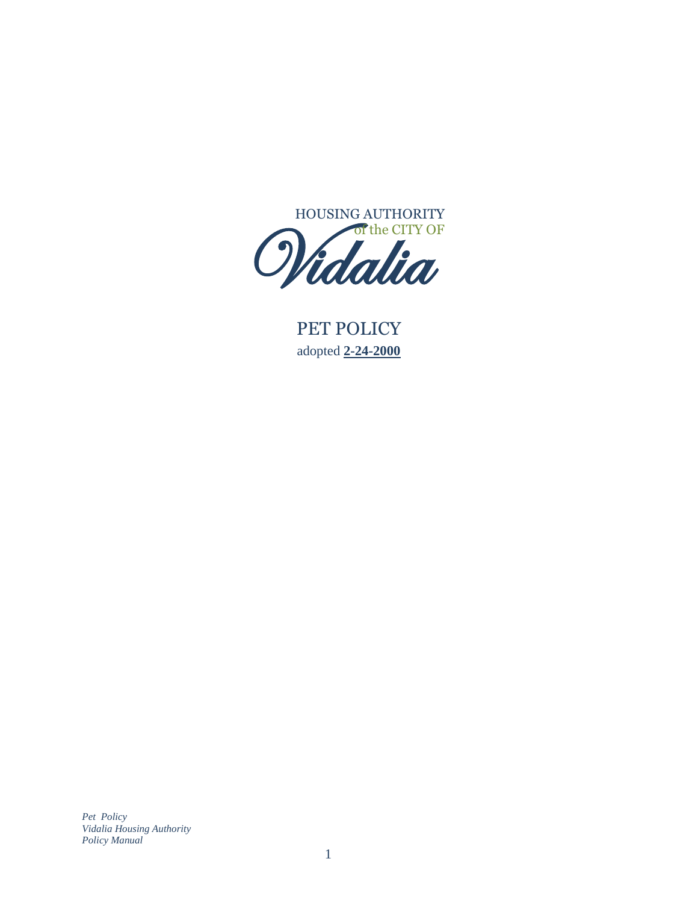HOUSING AUTHORITY
of the CITY OF
Vidalia

# PET POLICY

adopted **2-24-2000**

*Pet Policy*
*Vidalia Housing Authority*
*Policy Manual*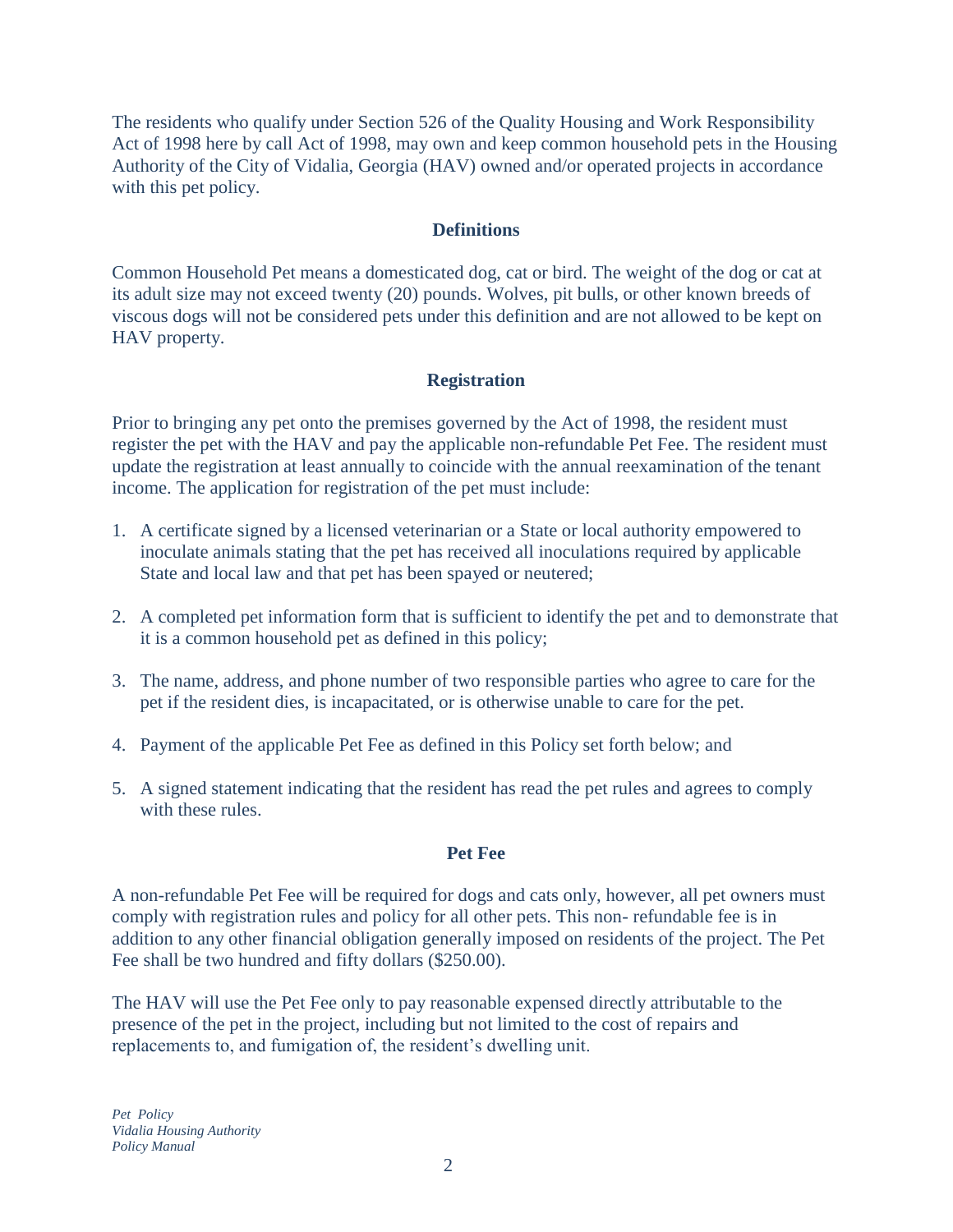The residents who qualify under Section 526 of the Quality Housing and Work Responsibility Act of 1998 here by call Act of 1998, may own and keep common household pets in the Housing Authority of the City of Vidalia, Georgia (HAV) owned and/or operated projects in accordance with this pet policy.

## Definitions

Common Household Pet means a domesticated dog, cat or bird. The weight of the dog or cat at its adult size may not exceed twenty (20) pounds. Wolves, pit bulls, or other known breeds of viscous dogs will not be considered pets under this definition and are not allowed to be kept on HAV property.

## Registration

Prior to bringing any pet onto the premises governed by the Act of 1998, the resident must register the pet with the HAV and pay the applicable non-refundable Pet Fee. The resident must update the registration at least annually to coincide with the annual reexamination of the tenant income. The application for registration of the pet must include:

1. A certificate signed by a licensed veterinarian or a State or local authority empowered to inoculate animals stating that the pet has received all inoculations required by applicable State and local law and that pet has been spayed or neutered;

2. A completed pet information form that is sufficient to identify the pet and to demonstrate that it is a common household pet as defined in this policy;

3. The name, address, and phone number of two responsible parties who agree to care for the pet if the resident dies, is incapacitated, or is otherwise unable to care for the pet.

4. Payment of the applicable Pet Fee as defined in this Policy set forth below; and

5. A signed statement indicating that the resident has read the pet rules and agrees to comply with these rules.

## Pet Fee

A non-refundable Pet Fee will be required for dogs and cats only, however, all pet owners must comply with registration rules and policy for all other pets. This non- refundable fee is in addition to any other financial obligation generally imposed on residents of the project. The Pet Fee shall be two hundred and fifty dollars ($250.00).

The HAV will use the Pet Fee only to pay reasonable expensed directly attributable to the presence of the pet in the project, including but not limited to the cost of repairs and replacements to, and fumigation of, the resident's dwelling unit.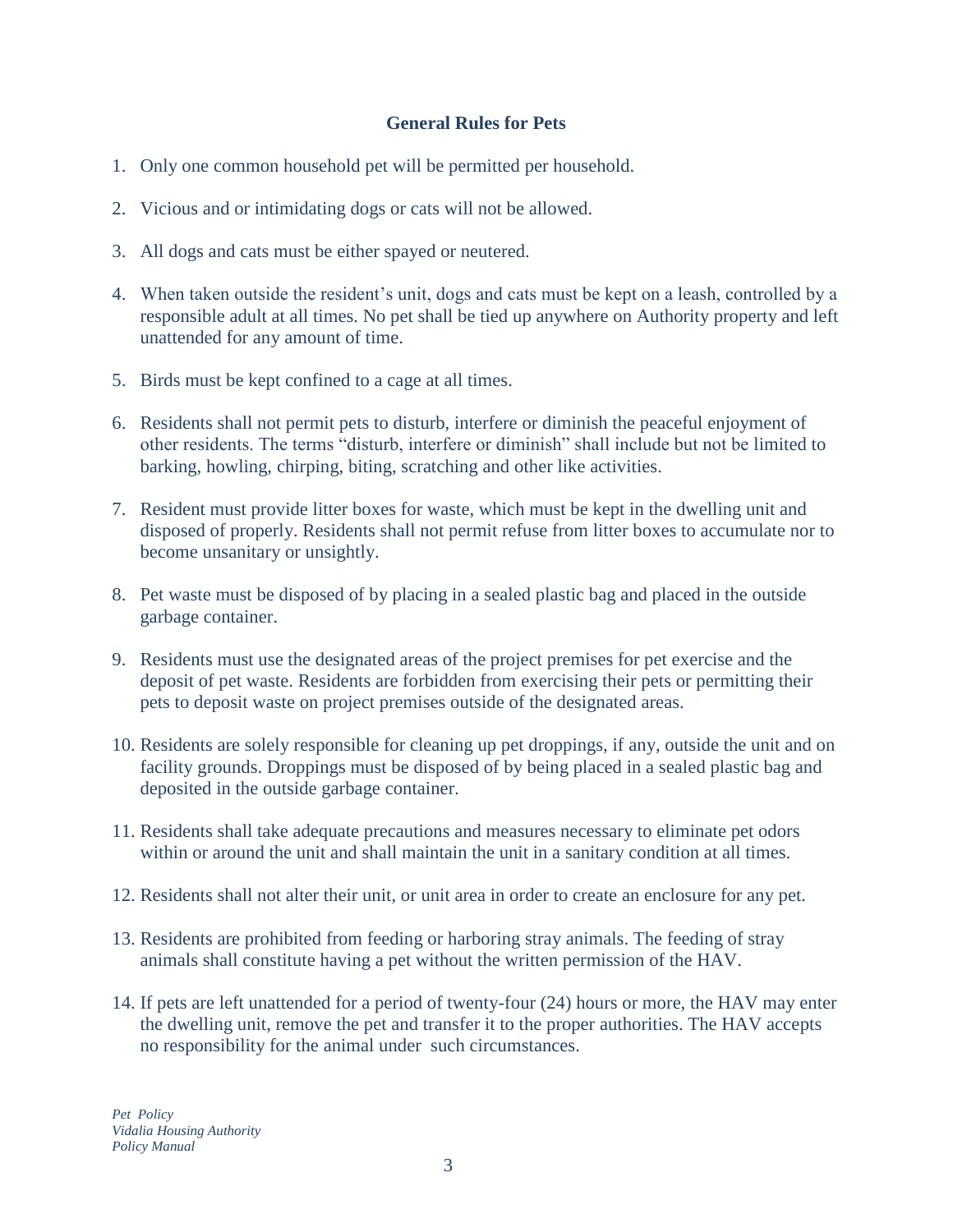## General Rules for Pets

1. Only one common household pet will be permitted per household.

2. Vicious and or intimidating dogs or cats will not be allowed.

3. All dogs and cats must be either spayed or neutered.

4. When taken outside the resident's unit, dogs and cats must be kept on a leash, controlled by a responsible adult at all times. No pet shall be tied up anywhere on Authority property and left unattended for any amount of time.

5. Birds must be kept confined to a cage at all times.

6. Residents shall not permit pets to disturb, interfere or diminish the peaceful enjoyment of other residents. The terms "disturb, interfere or diminish" shall include but not be limited to barking, howling, chirping, biting, scratching and other like activities.

7. Resident must provide litter boxes for waste, which must be kept in the dwelling unit and disposed of properly. Residents shall not permit refuse from litter boxes to accumulate nor to become unsanitary or unsightly.

8. Pet waste must be disposed of by placing in a sealed plastic bag and placed in the outside garbage container.

9. Residents must use the designated areas of the project premises for pet exercise and the deposit of pet waste. Residents are forbidden from exercising their pets or permitting their pets to deposit waste on project premises outside of the designated areas.

10. Residents are solely responsible for cleaning up pet droppings, if any, outside the unit and on facility grounds. Droppings must be disposed of by being placed in a sealed plastic bag and deposited in the outside garbage container.

11. Residents shall take adequate precautions and measures necessary to eliminate pet odors within or around the unit and shall maintain the unit in a sanitary condition at all times.

12. Residents shall not alter their unit, or unit area in order to create an enclosure for any pet.

13. Residents are prohibited from feeding or harboring stray animals. The feeding of stray animals shall constitute having a pet without the written permission of the HAV.

14. If pets are left unattended for a period of twenty-four (24) hours or more, the HAV may enter the dwelling unit, remove the pet and transfer it to the proper authorities. The HAV accepts no responsibility for the animal under such circumstances.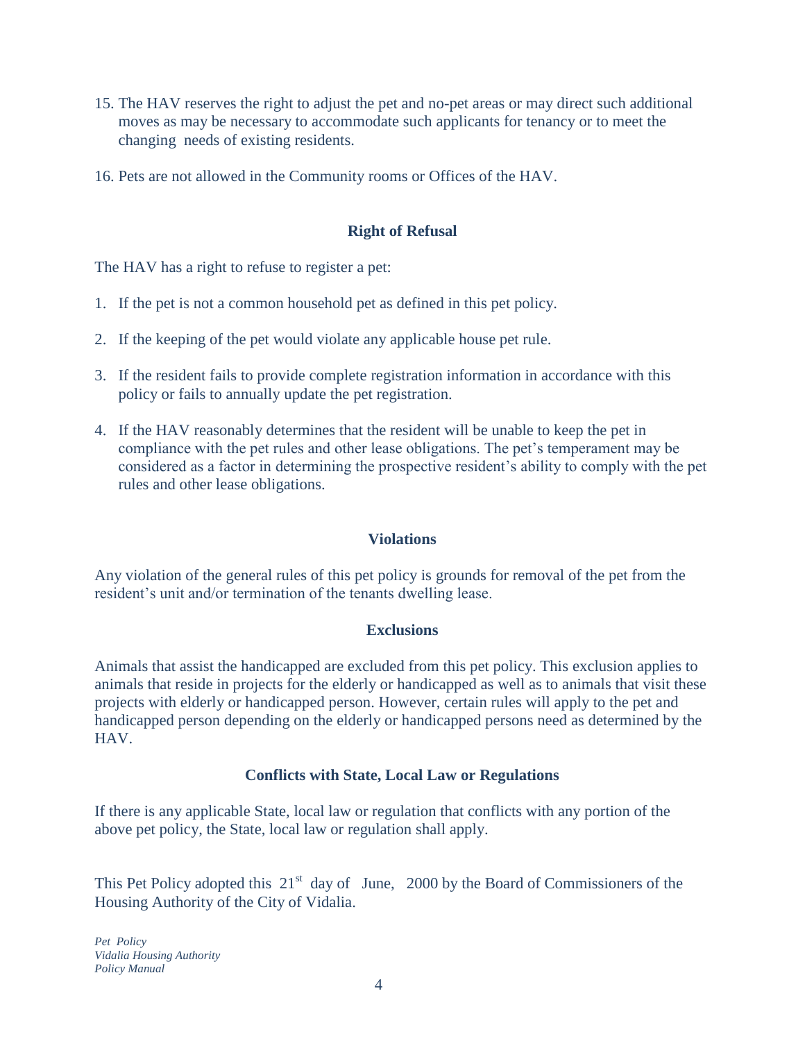15. The HAV reserves the right to adjust the pet and no-pet areas or may direct such additional moves as may be necessary to accommodate such applicants for tenancy or to meet the changing needs of existing residents.

16. Pets are not allowed in the Community rooms or Offices of the HAV.

### Right of Refusal

The HAV has a right to refuse to register a pet:

1. If the pet is not a common household pet as defined in this pet policy.

2. If the keeping of the pet would violate any applicable house pet rule.

3. If the resident fails to provide complete registration information in accordance with this policy or fails to annually update the pet registration.

4. If the HAV reasonably determines that the resident will be unable to keep the pet in compliance with the pet rules and other lease obligations. The pet's temperament may be considered as a factor in determining the prospective resident's ability to comply with the pet rules and other lease obligations.

### Violations

Any violation of the general rules of this pet policy is grounds for removal of the pet from the resident's unit and/or termination of the tenants dwelling lease.

### Exclusions

Animals that assist the handicapped are excluded from this pet policy. This exclusion applies to animals that reside in projects for the elderly or handicapped as well as to animals that visit these projects with elderly or handicapped person. However, certain rules will apply to the pet and handicapped person depending on the elderly or handicapped persons need as determined by the HAV.

### Conflicts with State, Local Law or Regulations

If there is any applicable State, local law or regulation that conflicts with any portion of the above pet policy, the State, local law or regulation shall apply.

This Pet Policy adopted this 21st day of June, 2000 by the Board of Commissioners of the Housing Authority of the City of Vidalia.